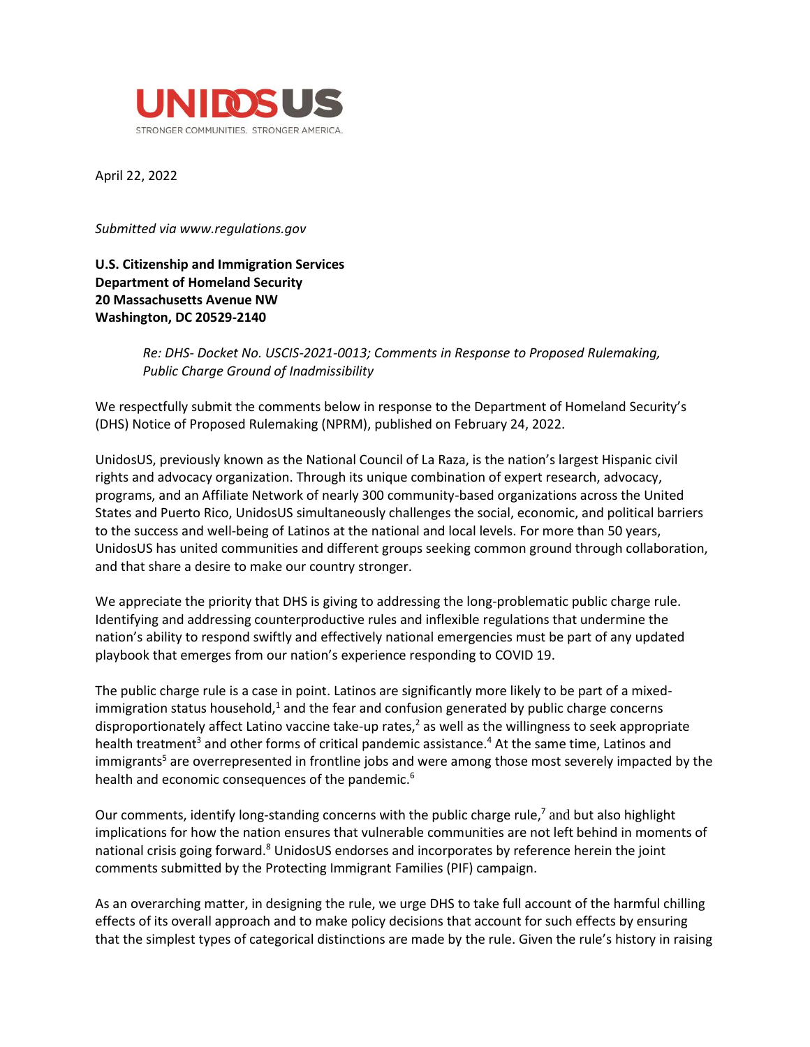UNIDOSUS

STRONGER COMMUNITIES. STRONGER AMERICA.

April 22, 2022

*Submitted via www.regulations.gov*

**U.S. Citizenship and Immigration Services**
**Department of Homeland Security**
**20 Massachusetts Avenue NW**
**Washington, DC 20529-2140**

*Re: DHS- Docket No. USCIS-2021-0013; Comments in Response to Proposed Rulemaking, Public Charge Ground of Inadmissibility*

We respectfully submit the comments below in response to the Department of Homeland Security's (DHS) Notice of Proposed Rulemaking (NPRM), published on February 24, 2022.

UnidosUS, previously known as the National Council of La Raza, is the nation's largest Hispanic civil rights and advocacy organization. Through its unique combination of expert research, advocacy, programs, and an Affiliate Network of nearly 300 community-based organizations across the United States and Puerto Rico, UnidosUS simultaneously challenges the social, economic, and political barriers to the success and well-being of Latinos at the national and local levels. For more than 50 years, UnidosUS has united communities and different groups seeking common ground through collaboration, and that share a desire to make our country stronger.

We appreciate the priority that DHS is giving to addressing the long-problematic public charge rule. Identifying and addressing counterproductive rules and inflexible regulations that undermine the nation's ability to respond swiftly and effectively national emergencies must be part of any updated playbook that emerges from our nation's experience responding to COVID 19.

The public charge rule is a case in point. Latinos are significantly more likely to be part of a mixed-immigration status household,[1] and the fear and confusion generated by public charge concerns disproportionately affect Latino vaccine take-up rates,[2] as well as the willingness to seek appropriate health treatment[3] and other forms of critical pandemic assistance.[4] At the same time, Latinos and immigrants[5] are overrepresented in frontline jobs and were among those most severely impacted by the health and economic consequences of the pandemic.[6]

Our comments, identify long-standing concerns with the public charge rule,[7] and but also highlight implications for how the nation ensures that vulnerable communities are not left behind in moments of national crisis going forward.[8] UnidosUS endorses and incorporates by reference herein the joint comments submitted by the Protecting Immigrant Families (PIF) campaign.

As an overarching matter, in designing the rule, we urge DHS to take full account of the harmful chilling effects of its overall approach and to make policy decisions that account for such effects by ensuring that the simplest types of categorical distinctions are made by the rule. Given the rule's history in raising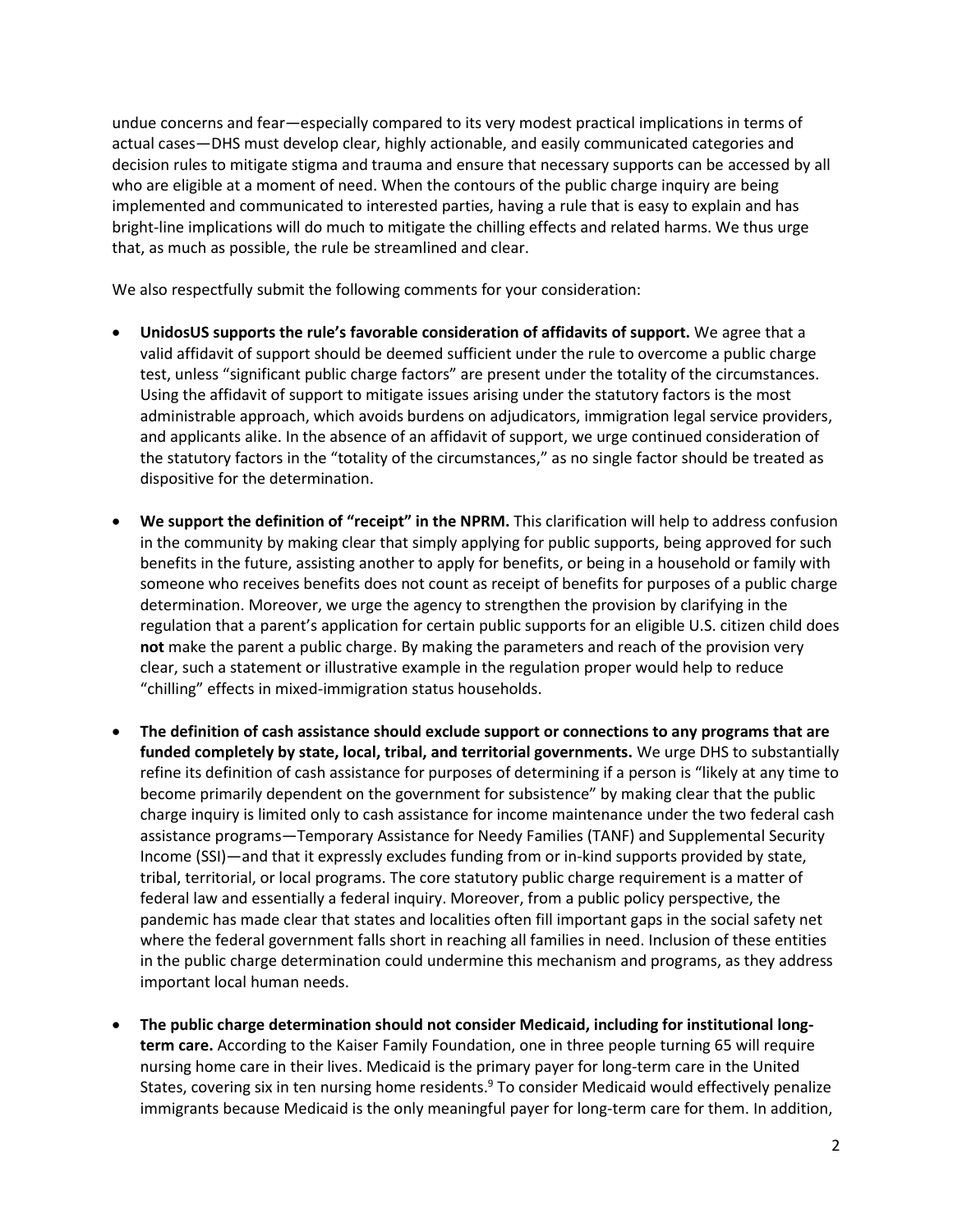undue concerns and fear—especially compared to its very modest practical implications in terms of actual cases—DHS must develop clear, highly actionable, and easily communicated categories and decision rules to mitigate stigma and trauma and ensure that necessary supports can be accessed by all who are eligible at a moment of need. When the contours of the public charge inquiry are being implemented and communicated to interested parties, having a rule that is easy to explain and has bright-line implications will do much to mitigate the chilling effects and related harms. We thus urge that, as much as possible, the rule be streamlined and clear.

We also respectfully submit the following comments for your consideration:

- **UnidosUS supports the rule's favorable consideration of affidavits of support.** We agree that a valid affidavit of support should be deemed sufficient under the rule to overcome a public charge test, unless "significant public charge factors" are present under the totality of the circumstances. Using the affidavit of support to mitigate issues arising under the statutory factors is the most administrable approach, which avoids burdens on adjudicators, immigration legal service providers, and applicants alike. In the absence of an affidavit of support, we urge continued consideration of the statutory factors in the "totality of the circumstances," as no single factor should be treated as dispositive for the determination.

- **We support the definition of "receipt" in the NPRM.** This clarification will help to address confusion in the community by making clear that simply applying for public supports, being approved for such benefits in the future, assisting another to apply for benefits, or being in a household or family with someone who receives benefits does not count as receipt of benefits for purposes of a public charge determination. Moreover, we urge the agency to strengthen the provision by clarifying in the regulation that a parent's application for certain public supports for an eligible U.S. citizen child does **not** make the parent a public charge. By making the parameters and reach of the provision very clear, such a statement or illustrative example in the regulation proper would help to reduce "chilling" effects in mixed-immigration status households.

- **The definition of cash assistance should exclude support or connections to any programs that are funded completely by state, local, tribal, and territorial governments.** We urge DHS to substantially refine its definition of cash assistance for purposes of determining if a person is "likely at any time to become primarily dependent on the government for subsistence" by making clear that the public charge inquiry is limited only to cash assistance for income maintenance under the two federal cash assistance programs—Temporary Assistance for Needy Families (TANF) and Supplemental Security Income (SSI)—and that it expressly excludes funding from or in-kind supports provided by state, tribal, territorial, or local programs. The core statutory public charge requirement is a matter of federal law and essentially a federal inquiry. Moreover, from a public policy perspective, the pandemic has made clear that states and localities often fill important gaps in the social safety net where the federal government falls short in reaching all families in need. Inclusion of these entities in the public charge determination could undermine this mechanism and programs, as they address important local human needs.

- **The public charge determination should not consider Medicaid, including for institutional long-term care.** According to the Kaiser Family Foundation, one in three people turning 65 will require nursing home care in their lives. Medicaid is the primary payer for long-term care in the United States, covering six in ten nursing home residents.[9] To consider Medicaid would effectively penalize immigrants because Medicaid is the only meaningful payer for long-term care for them. In addition,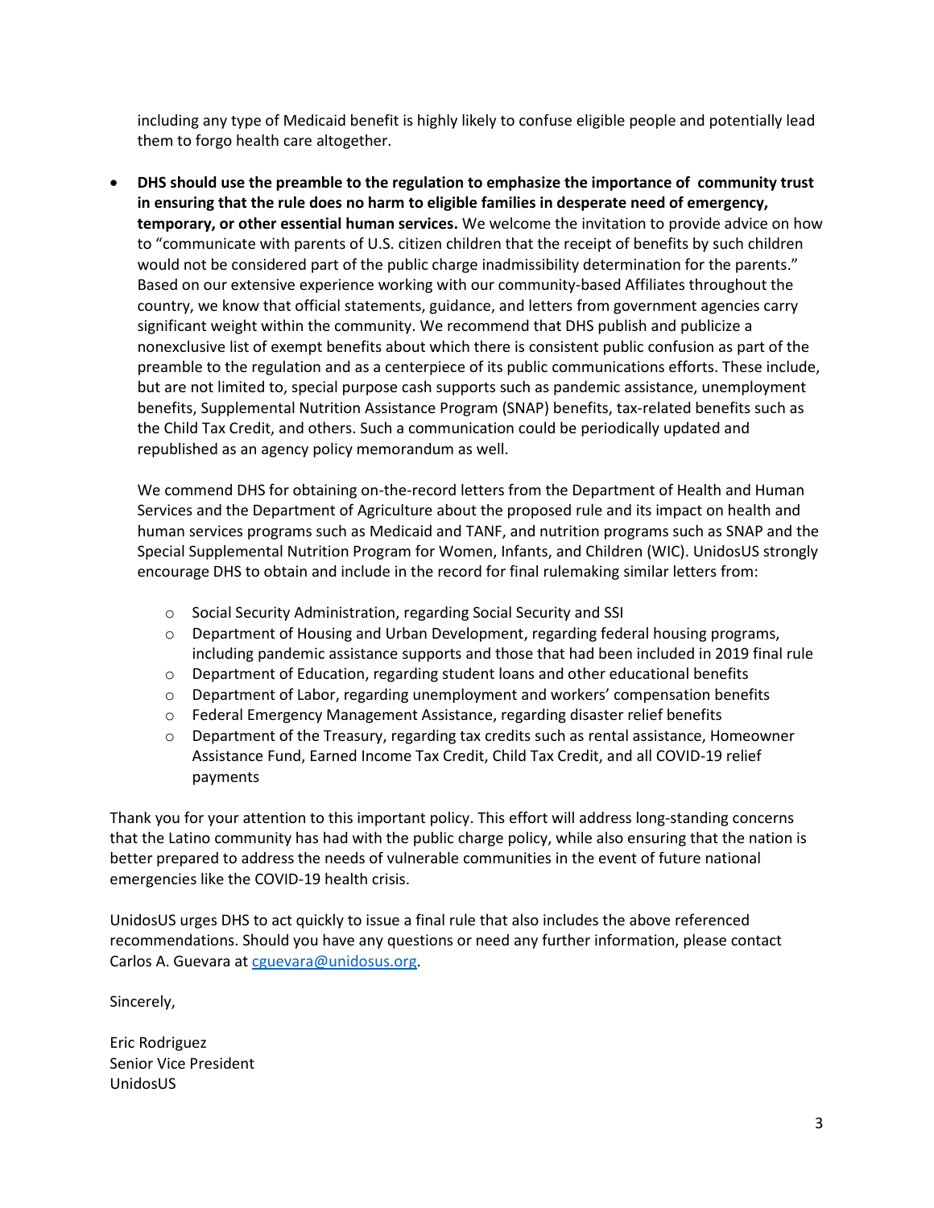including any type of Medicaid benefit is highly likely to confuse eligible people and potentially lead them to forgo health care altogether.

- **DHS should use the preamble to the regulation to emphasize the importance of community trust in ensuring that the rule does no harm to eligible families in desperate need of emergency, temporary, or other essential human services.** We welcome the invitation to provide advice on how to "communicate with parents of U.S. citizen children that the receipt of benefits by such children would not be considered part of the public charge inadmissibility determination for the parents." Based on our extensive experience working with our community-based Affiliates throughout the country, we know that official statements, guidance, and letters from government agencies carry significant weight within the community. We recommend that DHS publish and publicize a nonexclusive list of exempt benefits about which there is consistent public confusion as part of the preamble to the regulation and as a centerpiece of its public communications efforts. These include, but are not limited to, special purpose cash supports such as pandemic assistance, unemployment benefits, Supplemental Nutrition Assistance Program (SNAP) benefits, tax-related benefits such as the Child Tax Credit, and others. Such a communication could be periodically updated and republished as an agency policy memorandum as well.

  We commend DHS for obtaining on-the-record letters from the Department of Health and Human Services and the Department of Agriculture about the proposed rule and its impact on health and human services programs such as Medicaid and TANF, and nutrition programs such as SNAP and the Special Supplemental Nutrition Program for Women, Infants, and Children (WIC). UnidosUS strongly encourage DHS to obtain and include in the record for final rulemaking similar letters from:

  - Social Security Administration, regarding Social Security and SSI
  - Department of Housing and Urban Development, regarding federal housing programs, including pandemic assistance supports and those that had been included in 2019 final rule
  - Department of Education, regarding student loans and other educational benefits
  - Department of Labor, regarding unemployment and workers' compensation benefits
  - Federal Emergency Management Assistance, regarding disaster relief benefits
  - Department of the Treasury, regarding tax credits such as rental assistance, Homeowner Assistance Fund, Earned Income Tax Credit, Child Tax Credit, and all COVID-19 relief payments

Thank you for your attention to this important policy. This effort will address long-standing concerns that the Latino community has had with the public charge policy, while also ensuring that the nation is better prepared to address the needs of vulnerable communities in the event of future national emergencies like the COVID-19 health crisis.

UnidosUS urges DHS to act quickly to issue a final rule that also includes the above referenced recommendations. Should you have any questions or need any further information, please contact Carlos A. Guevara at cguevara@unidosus.org.

Sincerely,

Eric Rodriguez
Senior Vice President
UnidosUS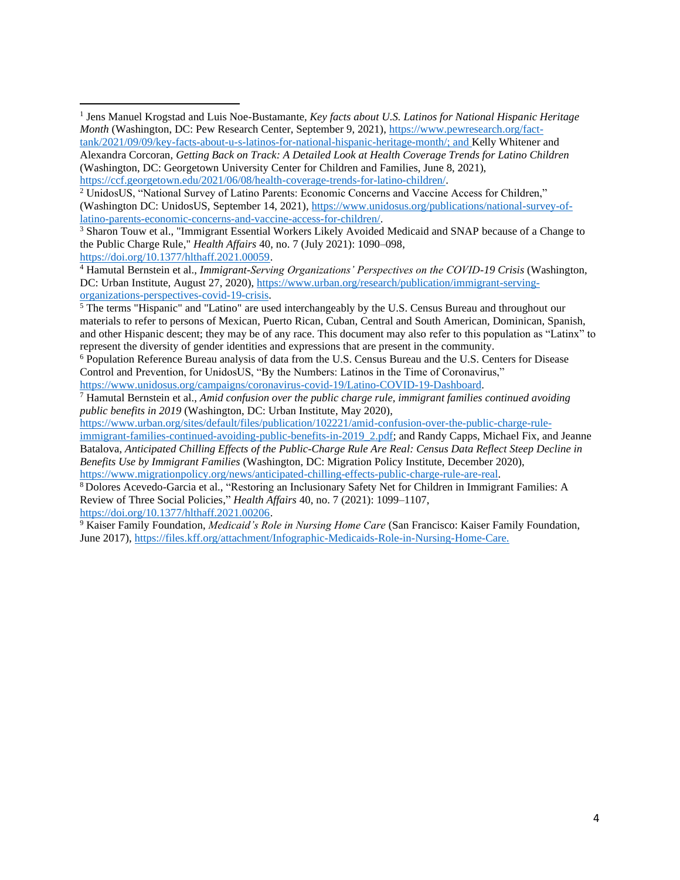[1] Jens Manuel Krogstad and Luis Noe-Bustamante, *Key facts about U.S. Latinos for National Hispanic Heritage Month* (Washington, DC: Pew Research Center, September 9, 2021), https://www.pewresearch.org/fact-tank/2021/09/09/key-facts-about-u-s-latinos-for-national-hispanic-heritage-month/; and Kelly Whitener and Alexandra Corcoran, *Getting Back on Track: A Detailed Look at Health Coverage Trends for Latino Children* (Washington, DC: Georgetown University Center for Children and Families, June 8, 2021), https://ccf.georgetown.edu/2021/06/08/health-coverage-trends-for-latino-children/.

[2] UnidosUS, "National Survey of Latino Parents: Economic Concerns and Vaccine Access for Children," (Washington DC: UnidosUS, September 14, 2021), https://www.unidosus.org/publications/national-survey-of-latino-parents-economic-concerns-and-vaccine-access-for-children/.

[3] Sharon Touw et al., "Immigrant Essential Workers Likely Avoided Medicaid and SNAP because of a Change to the Public Charge Rule," *Health Affairs* 40, no. 7 (July 2021): 1090–098, https://doi.org/10.1377/hlthaff.2021.00059.

[4] Hamutal Bernstein et al., *Immigrant-Serving Organizations' Perspectives on the COVID-19 Crisis* (Washington, DC: Urban Institute, August 27, 2020), https://www.urban.org/research/publication/immigrant-serving-organizations-perspectives-covid-19-crisis.

[5] The terms "Hispanic" and "Latino" are used interchangeably by the U.S. Census Bureau and throughout our materials to refer to persons of Mexican, Puerto Rican, Cuban, Central and South American, Dominican, Spanish, and other Hispanic descent; they may be of any race. This document may also refer to this population as "Latinx" to represent the diversity of gender identities and expressions that are present in the community.

[6] Population Reference Bureau analysis of data from the U.S. Census Bureau and the U.S. Centers for Disease Control and Prevention, for UnidosUS, "By the Numbers: Latinos in the Time of Coronavirus," https://www.unidosus.org/campaigns/coronavirus-covid-19/Latino-COVID-19-Dashboard.

[7] Hamutal Bernstein et al., *Amid confusion over the public charge rule, immigrant families continued avoiding public benefits in 2019* (Washington, DC: Urban Institute, May 2020), https://www.urban.org/sites/default/files/publication/102221/amid-confusion-over-the-public-charge-rule-immigrant-families-continued-avoiding-public-benefits-in-2019_2.pdf; and Randy Capps, Michael Fix, and Jeanne Batalova, *Anticipated Chilling Effects of the Public-Charge Rule Are Real: Census Data Reflect Steep Decline in Benefits Use by Immigrant Families* (Washington, DC: Migration Policy Institute, December 2020), https://www.migrationpolicy.org/news/anticipated-chilling-effects-public-charge-rule-are-real.

[8] Dolores Acevedo-Garcia et al., "Restoring an Inclusionary Safety Net for Children in Immigrant Families: A Review of Three Social Policies," *Health Affairs* 40, no. 7 (2021): 1099–1107, https://doi.org/10.1377/hlthaff.2021.00206.

[9] Kaiser Family Foundation, *Medicaid's Role in Nursing Home Care* (San Francisco: Kaiser Family Foundation, June 2017), https://files.kff.org/attachment/Infographic-Medicaids-Role-in-Nursing-Home-Care.